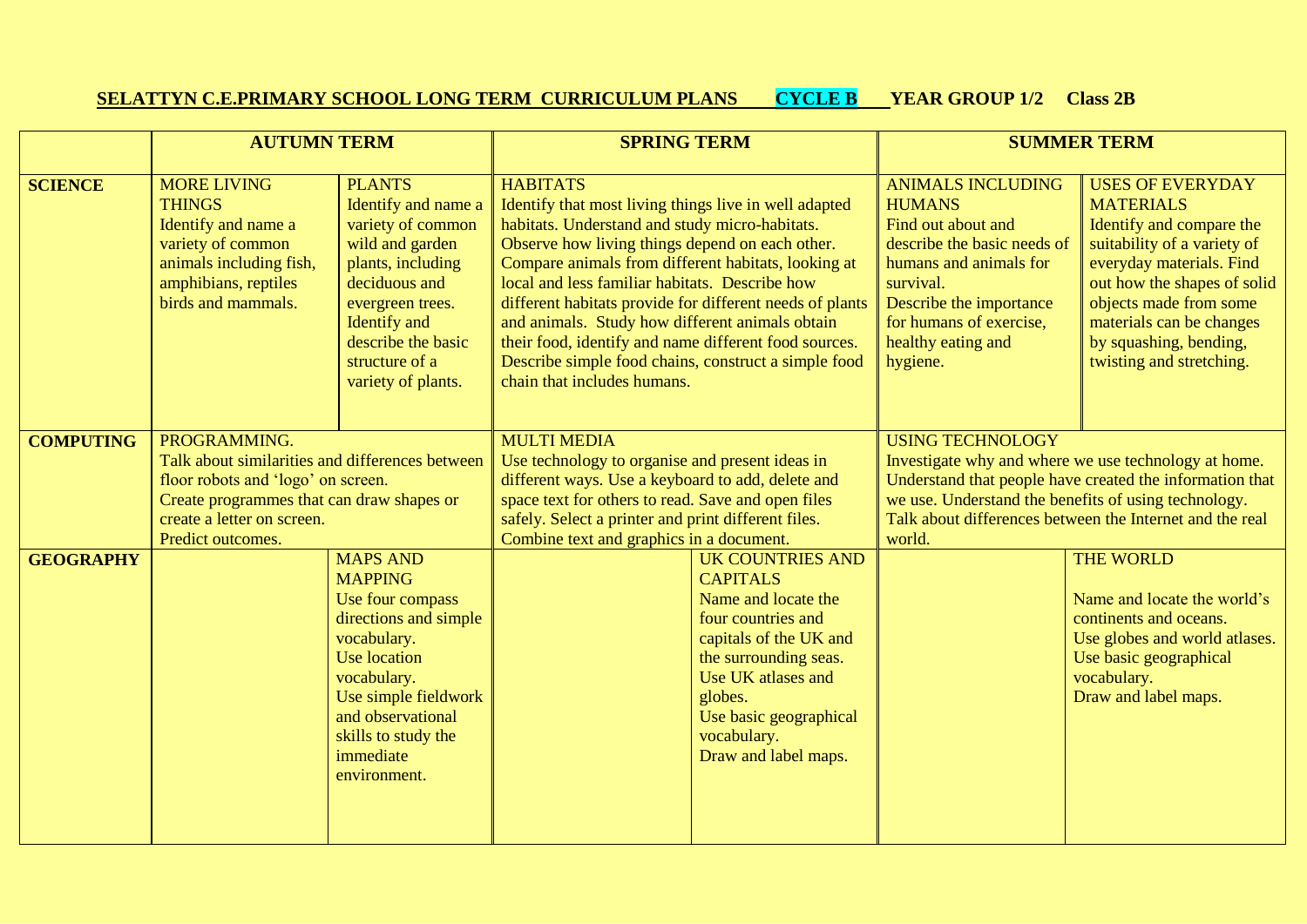**SELATTYN C.E.PRIMARY SCHOOL LONG TERM CURRICULUM PLANS** **CYCLE B** **YEAR GROUP 1/2 Class 2B**

| | AUTUMN TERM | | SPRING TERM | | SUMMER TERM | |
|---|---|---|---|---|---|---|
| **SCIENCE** | MORE LIVING THINGS<br>Identify and name a variety of common animals including fish, amphibians, reptiles birds and mammals. | PLANTS<br>Identify and name a variety of common wild and garden plants, including deciduous and evergreen trees. Identify and describe the basic structure of a variety of plants. | HABITATS<br>Identify that most living things live in well adapted habitats. Understand and study micro-habitats. Observe how living things depend on each other. Compare animals from different habitats, looking at local and less familiar habitats. Describe how different habitats provide for different needs of plants and animals. Study how different animals obtain their food, identify and name different food sources. Describe simple food chains, construct a simple food chain that includes humans. | | ANIMALS INCLUDING HUMANS<br>Find out about and describe the basic needs of humans and animals for survival.<br>Describe the importance for humans of exercise, healthy eating and hygiene. | USES OF EVERYDAY MATERIALS<br>Identify and compare the suitability of a variety of everyday materials. Find out how the shapes of solid objects made from some materials can be changes by squashing, bending, twisting and stretching. |
| **COMPUTING** | PROGRAMMING.<br>Talk about similarities and differences between floor robots and 'logo' on screen.<br>Create programmes that can draw shapes or create a letter on screen.<br>Predict outcomes. | | MULTI MEDIA<br>Use technology to organise and present ideas in different ways. Use a keyboard to add, delete and space text for others to read. Save and open files safely. Select a printer and print different files. Combine text and graphics in a document. | | USING TECHNOLOGY<br>Investigate why and where we use technology at home. Understand that people have created the information that we use. Understand the benefits of using technology. Talk about differences between the Internet and the real world. | |
| **GEOGRAPHY** | | MAPS AND MAPPING<br>Use four compass directions and simple vocabulary.<br>Use location vocabulary.<br>Use simple fieldwork and observational skills to study the immediate environment. | | UK COUNTRIES AND CAPITALS<br>Name and locate the four countries and capitals of the UK and the surrounding seas.<br>Use UK atlases and globes.<br>Use basic geographical vocabulary.<br>Draw and label maps. | | THE WORLD<br>Name and locate the world's continents and oceans.<br>Use globes and world atlases.<br>Use basic geographical vocabulary.<br>Draw and label maps. |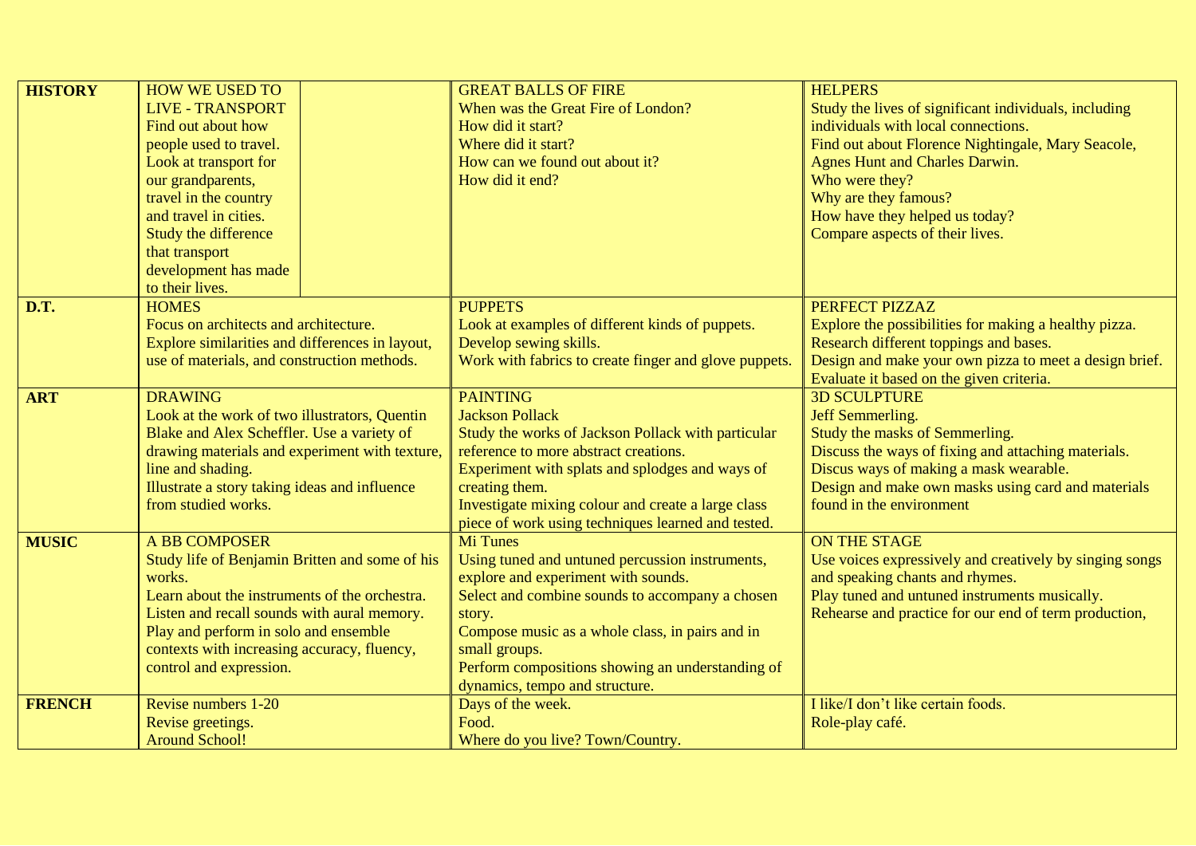| | | | |
|---|---|---|---|
| **HISTORY** | HOW WE USED TO LIVE - TRANSPORT<br>Find out about how people used to travel.<br>Look at transport for our grandparents, travel in the country and travel in cities.<br>Study the difference that transport development has made to their lives. | GREAT BALLS OF FIRE<br>When was the Great Fire of London?<br>How did it start?<br>Where did it start?<br>How can we found out about it?<br>How did it end? | HELPERS<br>Study the lives of significant individuals, including individuals with local connections.<br>Find out about Florence Nightingale, Mary Seacole, Agnes Hunt and Charles Darwin.<br>Who were they?<br>Why are they famous?<br>How have they helped us today?<br>Compare aspects of their lives. |
| **D.T.** | HOMES<br>Focus on architects and architecture.<br>Explore similarities and differences in layout, use of materials, and construction methods. | PUPPETS<br>Look at examples of different kinds of puppets.<br>Develop sewing skills.<br>Work with fabrics to create finger and glove puppets. | PERFECT PIZZAZ<br>Explore the possibilities for making a healthy pizza.<br>Research different toppings and bases.<br>Design and make your own pizza to meet a design brief.<br>Evaluate it based on the given criteria. |
| **ART** | DRAWING<br>Look at the work of two illustrators, Quentin Blake and Alex Scheffler. Use a variety of drawing materials and experiment with texture, line and shading.<br>Illustrate a story taking ideas and influence from studied works. | PAINTING<br>Jackson Pollack<br>Study the works of Jackson Pollack with particular reference to more abstract creations.<br>Experiment with splats and splodges and ways of creating them.<br>Investigate mixing colour and create a large class piece of work using techniques learned and tested. | 3D SCULPTURE<br>Jeff Semmerling.<br>Study the masks of Semmerling.<br>Discuss the ways of fixing and attaching materials.<br>Discus ways of making a mask wearable.<br>Design and make own masks using card and materials found in the environment |
| **MUSIC** | A BB COMPOSER<br>Study life of Benjamin Britten and some of his works.<br>Learn about the instruments of the orchestra.<br>Listen and recall sounds with aural memory.<br>Play and perform in solo and ensemble contexts with increasing accuracy, fluency, control and expression. | Mi Tunes<br>Using tuned and untuned percussion instruments, explore and experiment with sounds.<br>Select and combine sounds to accompany a chosen story.<br>Compose music as a whole class, in pairs and in small groups.<br>Perform compositions showing an understanding of dynamics, tempo and structure. | ON THE STAGE<br>Use voices expressively and creatively by singing songs and speaking chants and rhymes.<br>Play tuned and untuned instruments musically.<br>Rehearse and practice for our end of term production, |
| **FRENCH** | Revise numbers 1-20<br>Revise greetings.<br>Around School! | Days of the week.<br>Food.<br>Where do you live? Town/Country. | I like/I don't like certain foods.<br>Role-play café. |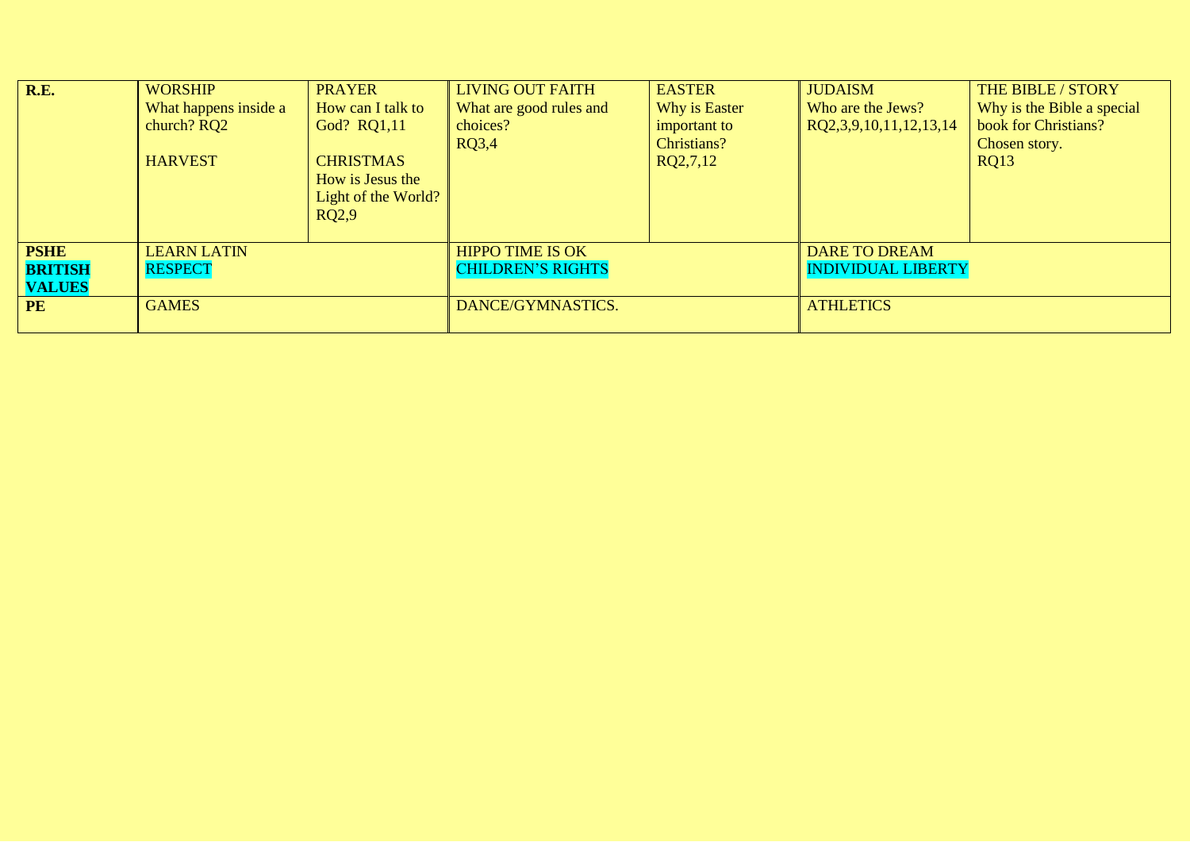| | | | | | | |
|---|---|---|---|---|---|---|
| **R.E.** | WORSHIP<br>What happens inside a church? RQ2<br><br>HARVEST | PRAYER<br>How can I talk to God? RQ1,11<br><br>CHRISTMAS<br>How is Jesus the Light of the World? RQ2,9 | LIVING OUT FAITH<br>What are good rules and choices?<br>RQ3,4 | EASTER<br>Why is Easter important to Christians?<br>RQ2,7,12 | JUDAISM<br>Who are the Jews?<br>RQ2,3,9,10,11,12,13,14 | THE BIBLE / STORY<br>Why is the Bible a special book for Christians?<br>Chosen story.<br>RQ13 |
| **PSHE**<br>**BRITISH VALUES** | LEARN LATIN<br>RESPECT | | HIPPO TIME IS OK<br>CHILDREN'S RIGHTS | | DARE TO DREAM<br>INDIVIDUAL LIBERTY | |
| **PE** | GAMES | | DANCE/GYMNASTICS. | | ATHLETICS | |